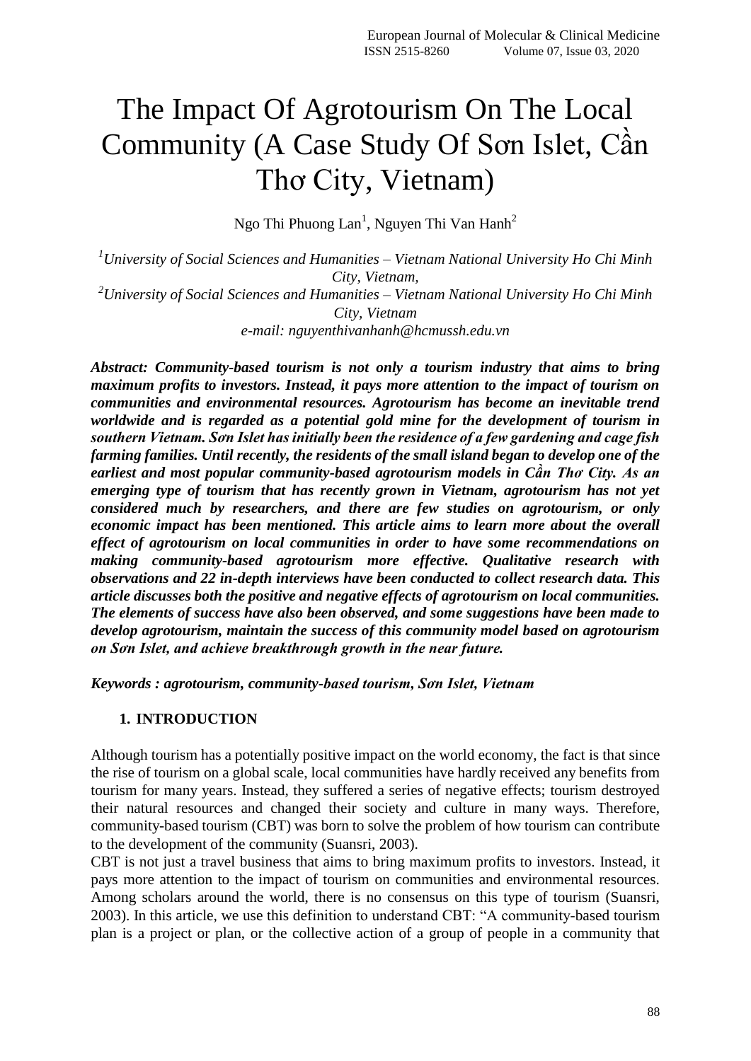# The Impact Of Agrotourism On The Local Community (A Case Study Of Sơn Islet, Cần Thơ City, Vietnam)

Ngo Thi Phuong Lan[1], Nguyen Thi Van Hanh[2]

*[1]University of Social Sciences and Humanities – Vietnam National University Ho Chi Minh City, Vietnam,*
*[2]University of Social Sciences and Humanities – Vietnam National University Ho Chi Minh City, Vietnam*
*e-mail: nguyenthivanhanh@hcmussh.edu.vn*

***Abstract:** Community-based tourism is not only a tourism industry that aims to bring maximum profits to investors. Instead, it pays more attention to the impact of tourism on communities and environmental resources. Agrotourism has become an inevitable trend worldwide and is regarded as a potential gold mine for the development of tourism in southern Vietnam. Sơn Islet has initially been the residence of a few gardening and cage fish farming families. Until recently, the residents of the small island began to develop one of the earliest and most popular community-based agrotourism models in Cần Thơ City. As an emerging type of tourism that has recently grown in Vietnam, agrotourism has not yet considered much by researchers, and there are few studies on agrotourism, or only economic impact has been mentioned. This article aims to learn more about the overall effect of agrotourism on local communities in order to have some recommendations on making community-based agrotourism more effective. Qualitative research with observations and 22 in-depth interviews have been conducted to collect research data. This article discusses both the positive and negative effects of agrotourism on local communities. The elements of success have also been observed, and some suggestions have been made to develop agrotourism, maintain the success of this community model based on agrotourism on Sơn Islet, and achieve breakthrough growth in the near future.*

***Keywords :** agrotourism, community-based tourism, Sơn Islet, Vietnam*

## 1. INTRODUCTION

Although tourism has a potentially positive impact on the world economy, the fact is that since the rise of tourism on a global scale, local communities have hardly received any benefits from tourism for many years. Instead, they suffered a series of negative effects; tourism destroyed their natural resources and changed their society and culture in many ways. Therefore, community-based tourism (CBT) was born to solve the problem of how tourism can contribute to the development of the community (Suansri, 2003).

CBT is not just a travel business that aims to bring maximum profits to investors. Instead, it pays more attention to the impact of tourism on communities and environmental resources. Among scholars around the world, there is no consensus on this type of tourism (Suansri, 2003). In this article, we use this definition to understand CBT: "A community-based tourism plan is a project or plan, or the collective action of a group of people in a community that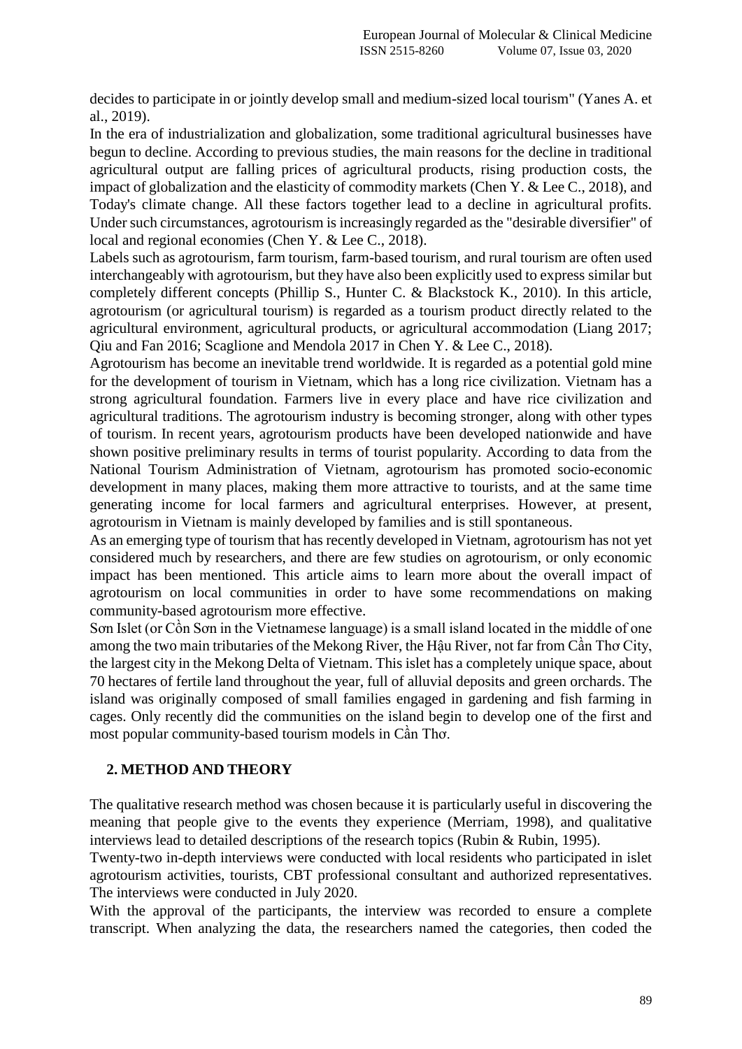decides to participate in or jointly develop small and medium-sized local tourism" (Yanes A. et al., 2019).

In the era of industrialization and globalization, some traditional agricultural businesses have begun to decline. According to previous studies, the main reasons for the decline in traditional agricultural output are falling prices of agricultural products, rising production costs, the impact of globalization and the elasticity of commodity markets (Chen Y. & Lee C., 2018), and Today's climate change. All these factors together lead to a decline in agricultural profits. Under such circumstances, agrotourism is increasingly regarded as the "desirable diversifier" of local and regional economies (Chen Y. & Lee C., 2018).

Labels such as agrotourism, farm tourism, farm-based tourism, and rural tourism are often used interchangeably with agrotourism, but they have also been explicitly used to express similar but completely different concepts (Phillip S., Hunter C. & Blackstock K., 2010). In this article, agrotourism (or agricultural tourism) is regarded as a tourism product directly related to the agricultural environment, agricultural products, or agricultural accommodation (Liang 2017; Qiu and Fan 2016; Scaglione and Mendola 2017 in Chen Y. & Lee C., 2018).

Agrotourism has become an inevitable trend worldwide. It is regarded as a potential gold mine for the development of tourism in Vietnam, which has a long rice civilization. Vietnam has a strong agricultural foundation. Farmers live in every place and have rice civilization and agricultural traditions. The agrotourism industry is becoming stronger, along with other types of tourism. In recent years, agrotourism products have been developed nationwide and have shown positive preliminary results in terms of tourist popularity. According to data from the National Tourism Administration of Vietnam, agrotourism has promoted socio-economic development in many places, making them more attractive to tourists, and at the same time generating income for local farmers and agricultural enterprises. However, at present, agrotourism in Vietnam is mainly developed by families and is still spontaneous.

As an emerging type of tourism that has recently developed in Vietnam, agrotourism has not yet considered much by researchers, and there are few studies on agrotourism, or only economic impact has been mentioned. This article aims to learn more about the overall impact of agrotourism on local communities in order to have some recommendations on making community-based agrotourism more effective.

Sơn Islet (or Cồn Sơn in the Vietnamese language) is a small island located in the middle of one among the two main tributaries of the Mekong River, the Hậu River, not far from Cần Thơ City, the largest city in the Mekong Delta of Vietnam. This islet has a completely unique space, about 70 hectares of fertile land throughout the year, full of alluvial deposits and green orchards. The island was originally composed of small families engaged in gardening and fish farming in cages. Only recently did the communities on the island begin to develop one of the first and most popular community-based tourism models in Cần Thơ.

## 2. METHOD AND THEORY

The qualitative research method was chosen because it is particularly useful in discovering the meaning that people give to the events they experience (Merriam, 1998), and qualitative interviews lead to detailed descriptions of the research topics (Rubin & Rubin, 1995).

Twenty-two in-depth interviews were conducted with local residents who participated in islet agrotourism activities, tourists, CBT professional consultant and authorized representatives. The interviews were conducted in July 2020.

With the approval of the participants, the interview was recorded to ensure a complete transcript. When analyzing the data, the researchers named the categories, then coded the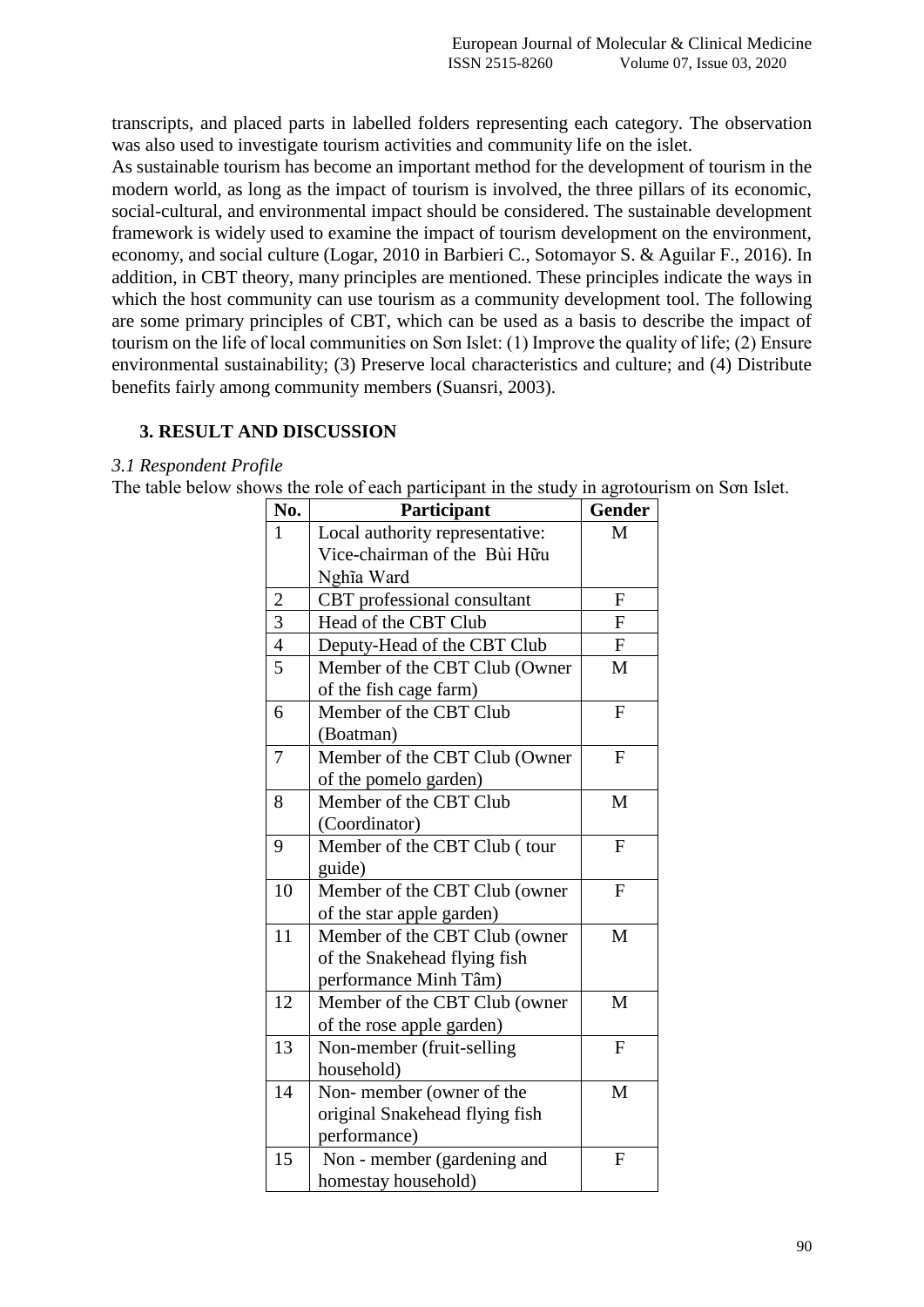transcripts, and placed parts in labelled folders representing each category. The observation was also used to investigate tourism activities and community life on the islet.

As sustainable tourism has become an important method for the development of tourism in the modern world, as long as the impact of tourism is involved, the three pillars of its economic, social-cultural, and environmental impact should be considered. The sustainable development framework is widely used to examine the impact of tourism development on the environment, economy, and social culture (Logar, 2010 in Barbieri C., Sotomayor S. & Aguilar F., 2016). In addition, in CBT theory, many principles are mentioned. These principles indicate the ways in which the host community can use tourism as a community development tool. The following are some primary principles of CBT, which can be used as a basis to describe the impact of tourism on the life of local communities on Sơn Islet: (1) Improve the quality of life; (2) Ensure environmental sustainability; (3) Preserve local characteristics and culture; and (4) Distribute benefits fairly among community members (Suansri, 2003).

## 3. RESULT AND DISCUSSION

### *3.1 Respondent Profile*

The table below shows the role of each participant in the study in agrotourism on Sơn Islet.

| No. | Participant | Gender |
|---|---|---|
| 1 | Local authority representative: Vice-chairman of the Bùi Hữu Nghĩa Ward | M |
| 2 | CBT professional consultant | F |
| 3 | Head of the CBT Club | F |
| 4 | Deputy-Head of the CBT Club | F |
| 5 | Member of the CBT Club (Owner of the fish cage farm) | M |
| 6 | Member of the CBT Club (Boatman) | F |
| 7 | Member of the CBT Club (Owner of the pomelo garden) | F |
| 8 | Member of the CBT Club (Coordinator) | M |
| 9 | Member of the CBT Club ( tour guide) | F |
| 10 | Member of the CBT Club (owner of the star apple garden) | F |
| 11 | Member of the CBT Club (owner of the Snakehead flying fish performance Minh Tâm) | M |
| 12 | Member of the CBT Club (owner of the rose apple garden) | M |
| 13 | Non-member (fruit-selling household) | F |
| 14 | Non- member (owner of the original Snakehead flying fish performance) | M |
| 15 | Non - member (gardening and homestay household) | F |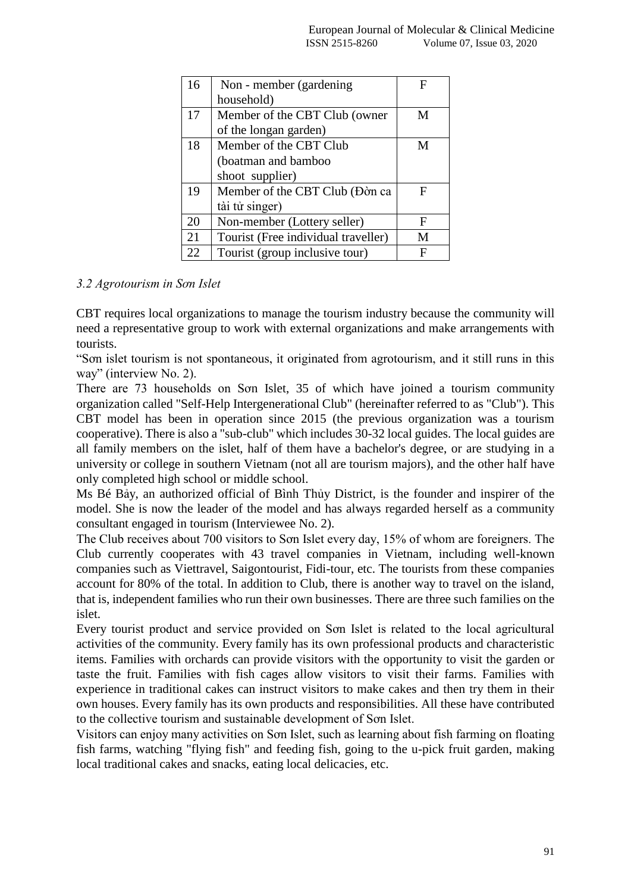| | | |
|---|---|---|
| 16 | Non - member (gardening household) | F |
| 17 | Member of the CBT Club (owner of the longan garden) | M |
| 18 | Member of the CBT Club (boatman and bamboo shoot supplier) | M |
| 19 | Member of the CBT Club (Đờn ca tài tử singer) | F |
| 20 | Non-member (Lottery seller) | F |
| 21 | Tourist (Free individual traveller) | M |
| 22 | Tourist (group inclusive tour) | F |

### *3.2 Agrotourism in Sơn Islet*

CBT requires local organizations to manage the tourism industry because the community will need a representative group to work with external organizations and make arrangements with tourists.

"Sơn islet tourism is not spontaneous, it originated from agrotourism, and it still runs in this way" (interview No. 2).

There are 73 households on Sơn Islet, 35 of which have joined a tourism community organization called "Self-Help Intergenerational Club" (hereinafter referred to as "Club"). This CBT model has been in operation since 2015 (the previous organization was a tourism cooperative). There is also a "sub-club" which includes 30-32 local guides. The local guides are all family members on the islet, half of them have a bachelor's degree, or are studying in a university or college in southern Vietnam (not all are tourism majors), and the other half have only completed high school or middle school.

Ms Bé Bảy, an authorized official of Bình Thủy District, is the founder and inspirer of the model. She is now the leader of the model and has always regarded herself as a community consultant engaged in tourism (Interviewee No. 2).

The Club receives about 700 visitors to Sơn Islet every day, 15% of whom are foreigners. The Club currently cooperates with 43 travel companies in Vietnam, including well-known companies such as Viettravel, Saigontourist, Fidi-tour, etc. The tourists from these companies account for 80% of the total. In addition to Club, there is another way to travel on the island, that is, independent families who run their own businesses. There are three such families on the islet.

Every tourist product and service provided on Sơn Islet is related to the local agricultural activities of the community. Every family has its own professional products and characteristic items. Families with orchards can provide visitors with the opportunity to visit the garden or taste the fruit. Families with fish cages allow visitors to visit their farms. Families with experience in traditional cakes can instruct visitors to make cakes and then try them in their own houses. Every family has its own products and responsibilities. All these have contributed to the collective tourism and sustainable development of Sơn Islet.

Visitors can enjoy many activities on Sơn Islet, such as learning about fish farming on floating fish farms, watching "flying fish" and feeding fish, going to the u-pick fruit garden, making local traditional cakes and snacks, eating local delicacies, etc.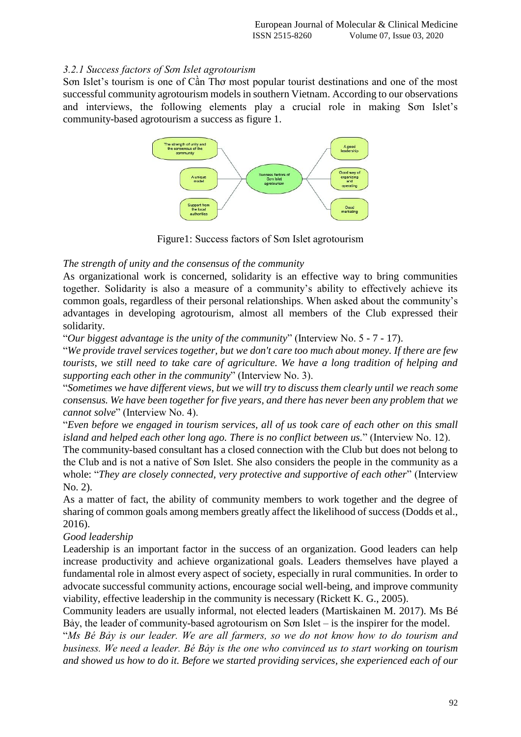### *3.2.1 Success factors of Sơn Islet agrotourism*

Sơn Islet's tourism is one of Cần Thơ most popular tourist destinations and one of the most successful community agrotourism models in southern Vietnam. According to our observations and interviews, the following elements play a crucial role in making Sơn Islet's community-based agrotourism a success as figure 1.

The strength of unity and the consensus of the community

A unique model

Support from the local authorities

Success factors of Sơn Islet agrotourism

A good leadership

Good way of organizing and operating

Good marketing

Figure1: Success factors of Sơn Islet agrotourism

*The strength of unity and the consensus of the community*

As organizational work is concerned, solidarity is an effective way to bring communities together. Solidarity is also a measure of a community's ability to effectively achieve its common goals, regardless of their personal relationships. When asked about the community's advantages in developing agrotourism, almost all members of the Club expressed their solidarity.

"*Our biggest advantage is the unity of the community*" (Interview No. 5 - 7 - 17).

"*We provide travel services together, but we don't care too much about money. If there are few tourists, we still need to take care of agriculture. We have a long tradition of helping and supporting each other in the community*" (Interview No. 3).

"*Sometimes we have different views, but we will try to discuss them clearly until we reach some consensus. We have been together for five years, and there has never been any problem that we cannot solve*" (Interview No. 4).

"*Even before we engaged in tourism services, all of us took care of each other on this small island and helped each other long ago. There is no conflict between us.*" (Interview No. 12).

The community-based consultant has a closed connection with the Club but does not belong to the Club and is not a native of Sơn Islet. She also considers the people in the community as a whole: "*They are closely connected, very protective and supportive of each other*" (Interview No. 2).

As a matter of fact, the ability of community members to work together and the degree of sharing of common goals among members greatly affect the likelihood of success (Dodds et al., 2016).

*Good leadership*

Leadership is an important factor in the success of an organization. Good leaders can help increase productivity and achieve organizational goals. Leaders themselves have played a fundamental role in almost every aspect of society, especially in rural communities. In order to advocate successful community actions, encourage social well-being, and improve community viability, effective leadership in the community is necessary (Rickett K. G., 2005).

Community leaders are usually informal, not elected leaders (Martiskainen M. 2017). Ms Bé Bảy, the leader of community-based agrotourism on Sơn Islet – is the inspirer for the model.

"*Ms Bé Bảy is our leader. We are all farmers, so we do not know how to do tourism and business. We need a leader. Bé Bảy is the one who convinced us to start working on tourism and showed us how to do it. Before we started providing services, she experienced each of our*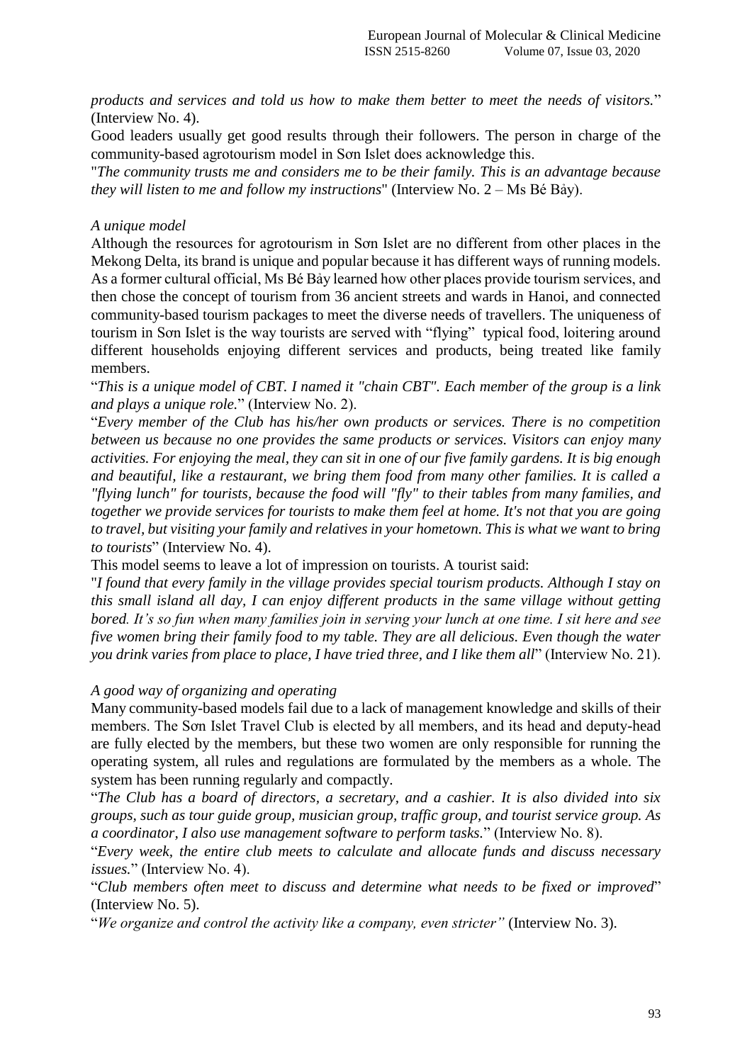*products and services and told us how to make them better to meet the needs of visitors.*" (Interview No. 4).

Good leaders usually get good results through their followers. The person in charge of the community-based agrotourism model in Sơn Islet does acknowledge this.

"*The community trusts me and considers me to be their family. This is an advantage because they will listen to me and follow my instructions*" (Interview No. 2 – Ms Bé Bảy).

*A unique model*

Although the resources for agrotourism in Sơn Islet are no different from other places in the Mekong Delta, its brand is unique and popular because it has different ways of running models. As a former cultural official, Ms Bé Bảy learned how other places provide tourism services, and then chose the concept of tourism from 36 ancient streets and wards in Hanoi, and connected community-based tourism packages to meet the diverse needs of travellers. The uniqueness of tourism in Sơn Islet is the way tourists are served with "flying" typical food, loitering around different households enjoying different services and products, being treated like family members.

"*This is a unique model of CBT. I named it "chain CBT". Each member of the group is a link and plays a unique role.*" (Interview No. 2).

"*Every member of the Club has his/her own products or services. There is no competition between us because no one provides the same products or services. Visitors can enjoy many activities. For enjoying the meal, they can sit in one of our five family gardens. It is big enough and beautiful, like a restaurant, we bring them food from many other families. It is called a "flying lunch" for tourists, because the food will "fly" to their tables from many families, and together we provide services for tourists to make them feel at home. It's not that you are going to travel, but visiting your family and relatives in your hometown. This is what we want to bring to tourists*" (Interview No. 4).

This model seems to leave a lot of impression on tourists. A tourist said:

"*I found that every family in the village provides special tourism products. Although I stay on this small island all day, I can enjoy different products in the same village without getting bored. It's so fun when many families join in serving your lunch at one time. I sit here and see five women bring their family food to my table. They are all delicious. Even though the water you drink varies from place to place, I have tried three, and I like them all*" (Interview No. 21).

*A good way of organizing and operating*

Many community-based models fail due to a lack of management knowledge and skills of their members. The Sơn Islet Travel Club is elected by all members, and its head and deputy-head are fully elected by the members, but these two women are only responsible for running the operating system, all rules and regulations are formulated by the members as a whole. The system has been running regularly and compactly.

"*The Club has a board of directors, a secretary, and a cashier. It is also divided into six groups, such as tour guide group, musician group, traffic group, and tourist service group. As a coordinator, I also use management software to perform tasks.*" (Interview No. 8).

"*Every week, the entire club meets to calculate and allocate funds and discuss necessary issues.*" (Interview No. 4).

"*Club members often meet to discuss and determine what needs to be fixed or improved*" (Interview No. 5).

"*We organize and control the activity like a company, even stricter"* (Interview No. 3).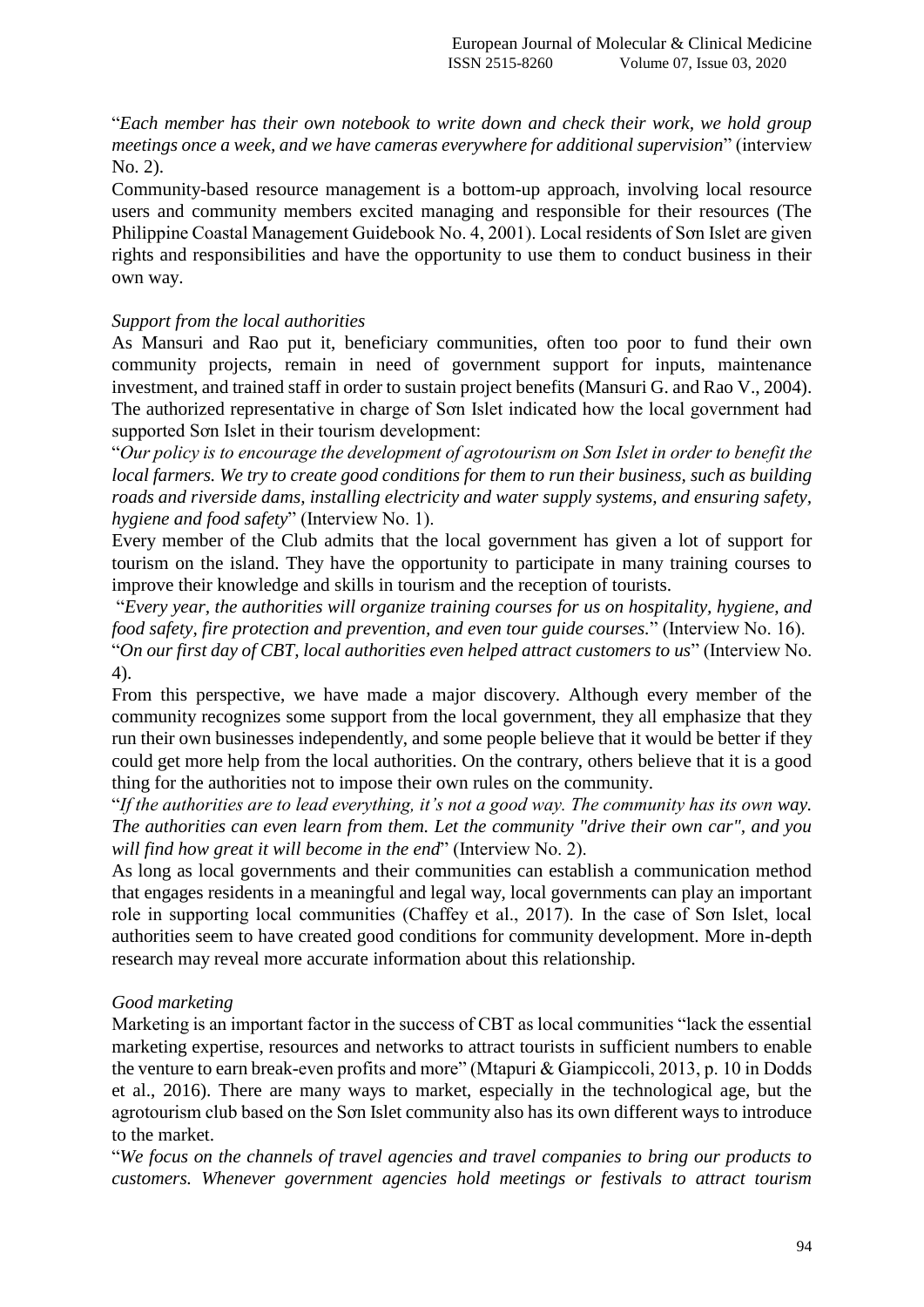"*Each member has their own notebook to write down and check their work, we hold group meetings once a week, and we have cameras everywhere for additional supervision*" (interview No. 2).

Community-based resource management is a bottom-up approach, involving local resource users and community members excited managing and responsible for their resources (The Philippine Coastal Management Guidebook No. 4, 2001). Local residents of Sơn Islet are given rights and responsibilities and have the opportunity to use them to conduct business in their own way.

### *Support from the local authorities*

As Mansuri and Rao put it, beneficiary communities, often too poor to fund their own community projects, remain in need of government support for inputs, maintenance investment, and trained staff in order to sustain project benefits (Mansuri G. and Rao V., 2004). The authorized representative in charge of Sơn Islet indicated how the local government had supported Sơn Islet in their tourism development:

"*Our policy is to encourage the development of agrotourism on Sơn Islet in order to benefit the local farmers. We try to create good conditions for them to run their business, such as building roads and riverside dams, installing electricity and water supply systems, and ensuring safety, hygiene and food safety*" (Interview No. 1).

Every member of the Club admits that the local government has given a lot of support for tourism on the island. They have the opportunity to participate in many training courses to improve their knowledge and skills in tourism and the reception of tourists.

"*Every year, the authorities will organize training courses for us on hospitality, hygiene, and food safety, fire protection and prevention, and even tour guide courses.*" (Interview No. 16).

"*On our first day of CBT, local authorities even helped attract customers to us*" (Interview No. 4).

From this perspective, we have made a major discovery. Although every member of the community recognizes some support from the local government, they all emphasize that they run their own businesses independently, and some people believe that it would be better if they could get more help from the local authorities. On the contrary, others believe that it is a good thing for the authorities not to impose their own rules on the community.

"*If the authorities are to lead everything, it's not a good way. The community has its own way. The authorities can even learn from them. Let the community "drive their own car", and you will find how great it will become in the end*" (Interview No. 2).

As long as local governments and their communities can establish a communication method that engages residents in a meaningful and legal way, local governments can play an important role in supporting local communities (Chaffey et al., 2017). In the case of Sơn Islet, local authorities seem to have created good conditions for community development. More in-depth research may reveal more accurate information about this relationship.

### *Good marketing*

Marketing is an important factor in the success of CBT as local communities "lack the essential marketing expertise, resources and networks to attract tourists in sufficient numbers to enable the venture to earn break-even profits and more" (Mtapuri & Giampiccoli, 2013, p. 10 in Dodds et al., 2016). There are many ways to market, especially in the technological age, but the agrotourism club based on the Sơn Islet community also has its own different ways to introduce to the market.

"*We focus on the channels of travel agencies and travel companies to bring our products to customers. Whenever government agencies hold meetings or festivals to attract tourism*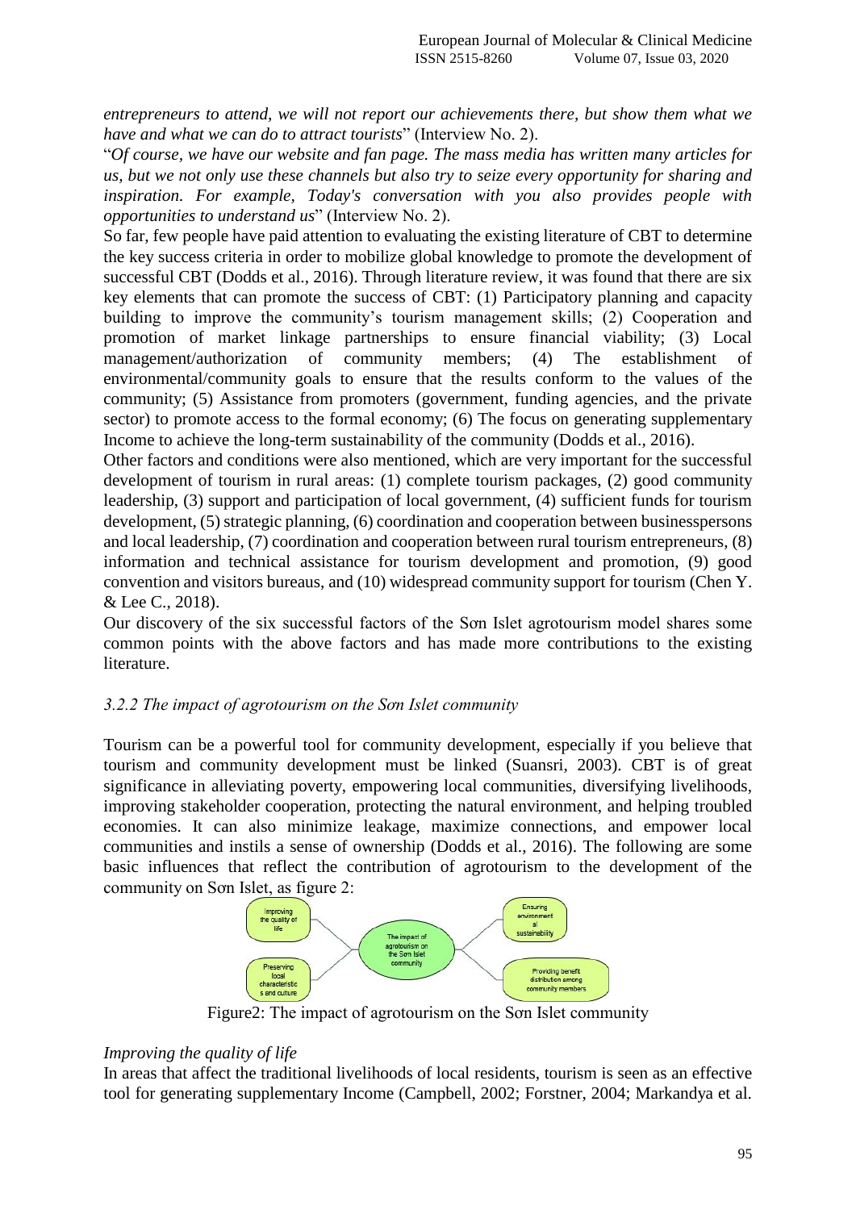*entrepreneurs to attend, we will not report our achievements there, but show them what we have and what we can do to attract tourists*" (Interview No. 2).

"*Of course, we have our website and fan page. The mass media has written many articles for us, but we not only use these channels but also try to seize every opportunity for sharing and inspiration. For example, Today's conversation with you also provides people with opportunities to understand us*" (Interview No. 2).

So far, few people have paid attention to evaluating the existing literature of CBT to determine the key success criteria in order to mobilize global knowledge to promote the development of successful CBT (Dodds et al., 2016). Through literature review, it was found that there are six key elements that can promote the success of CBT: (1) Participatory planning and capacity building to improve the community's tourism management skills; (2) Cooperation and promotion of market linkage partnerships to ensure financial viability; (3) Local management/authorization of community members; (4) The establishment of environmental/community goals to ensure that the results conform to the values of the community; (5) Assistance from promoters (government, funding agencies, and the private sector) to promote access to the formal economy; (6) The focus on generating supplementary Income to achieve the long-term sustainability of the community (Dodds et al., 2016).

Other factors and conditions were also mentioned, which are very important for the successful development of tourism in rural areas: (1) complete tourism packages, (2) good community leadership, (3) support and participation of local government, (4) sufficient funds for tourism development, (5) strategic planning, (6) coordination and cooperation between businesspersons and local leadership, (7) coordination and cooperation between rural tourism entrepreneurs, (8) information and technical assistance for tourism development and promotion, (9) good convention and visitors bureaus, and (10) widespread community support for tourism (Chen Y. & Lee C., 2018).

Our discovery of the six successful factors of the Sơn Islet agrotourism model shares some common points with the above factors and has made more contributions to the existing literature.

### *3.2.2 The impact of agrotourism on the Sơn Islet community*

Tourism can be a powerful tool for community development, especially if you believe that tourism and community development must be linked (Suansri, 2003). CBT is of great significance in alleviating poverty, empowering local communities, diversifying livelihoods, improving stakeholder cooperation, protecting the natural environment, and helping troubled economies. It can also minimize leakage, maximize connections, and empower local communities and instils a sense of ownership (Dodds et al., 2016). The following are some basic influences that reflect the contribution of agrotourism to the development of the community on Sơn Islet, as figure 2:

Improving the quality of life

Ensuring environmental sustainability

The impact of agrotourism on the Sơn Islet community

Preserving local characteristics and culture

Providing benefit distribution among community members

Figure2: The impact of agrotourism on the Sơn Islet community

*Improving the quality of life*

In areas that affect the traditional livelihoods of local residents, tourism is seen as an effective tool for generating supplementary Income (Campbell, 2002; Forstner, 2004; Markandya et al.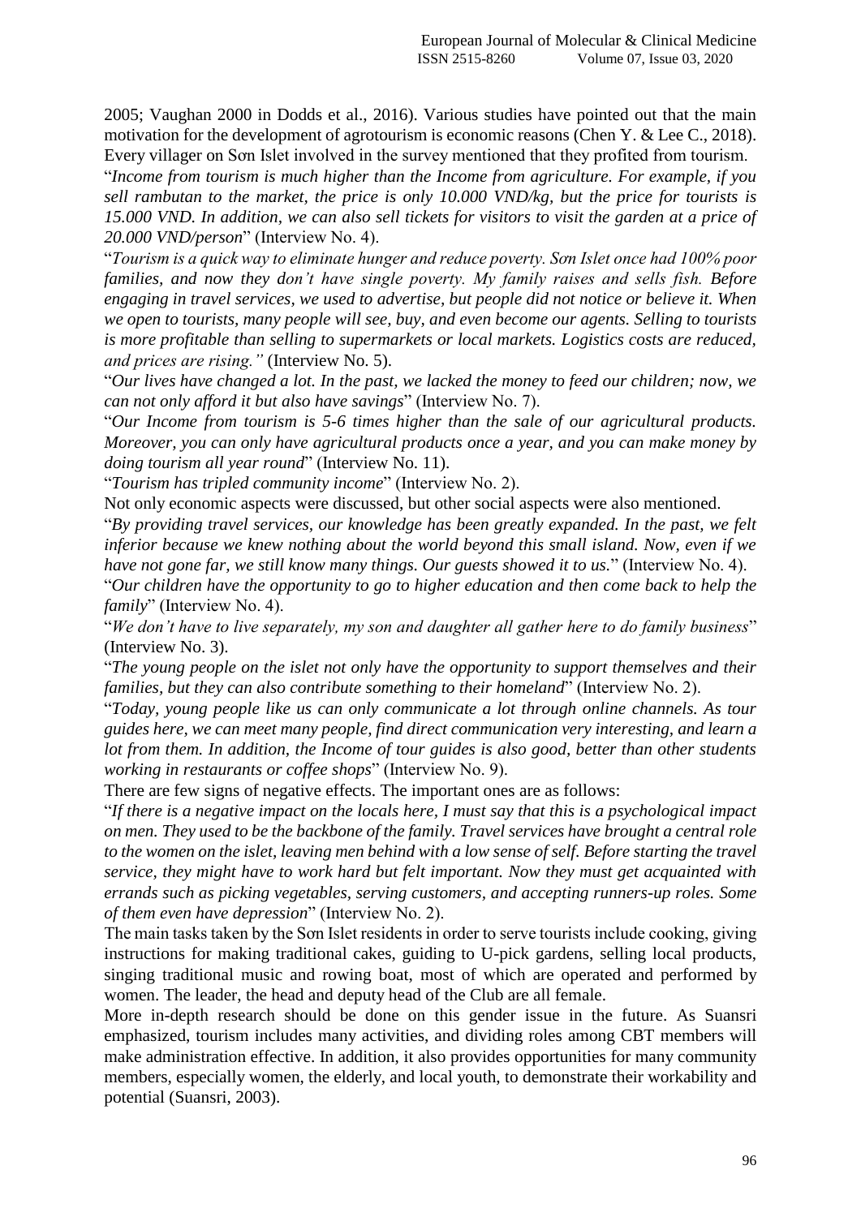2005; Vaughan 2000 in Dodds et al., 2016). Various studies have pointed out that the main motivation for the development of agrotourism is economic reasons (Chen Y. & Lee C., 2018). Every villager on Sơn Islet involved in the survey mentioned that they profited from tourism.

"*Income from tourism is much higher than the Income from agriculture. For example, if you sell rambutan to the market, the price is only 10.000 VND/kg, but the price for tourists is 15.000 VND. In addition, we can also sell tickets for visitors to visit the garden at a price of 20.000 VND/person*" (Interview No. 4).

"*Tourism is a quick way to eliminate hunger and reduce poverty. Sơn Islet once had 100% poor families, and now they don't have single poverty. My family raises and sells fish. Before engaging in travel services, we used to advertise, but people did not notice or believe it. When we open to tourists, many people will see, buy, and even become our agents. Selling to tourists is more profitable than selling to supermarkets or local markets. Logistics costs are reduced, and prices are rising."* (Interview No. 5).

"*Our lives have changed a lot. In the past, we lacked the money to feed our children; now, we can not only afford it but also have savings*" (Interview No. 7).

"*Our Income from tourism is 5-6 times higher than the sale of our agricultural products. Moreover, you can only have agricultural products once a year, and you can make money by doing tourism all year round*" (Interview No. 11).

"*Tourism has tripled community income*" (Interview No. 2).

Not only economic aspects were discussed, but other social aspects were also mentioned.

"*By providing travel services, our knowledge has been greatly expanded. In the past, we felt inferior because we knew nothing about the world beyond this small island. Now, even if we have not gone far, we still know many things. Our guests showed it to us.*" (Interview No. 4).

"*Our children have the opportunity to go to higher education and then come back to help the family*" (Interview No. 4).

"*We don't have to live separately, my son and daughter all gather here to do family business*" (Interview No. 3).

"*The young people on the islet not only have the opportunity to support themselves and their families, but they can also contribute something to their homeland*" (Interview No. 2).

"*Today, young people like us can only communicate a lot through online channels. As tour guides here, we can meet many people, find direct communication very interesting, and learn a lot from them. In addition, the Income of tour guides is also good, better than other students working in restaurants or coffee shops*" (Interview No. 9).

There are few signs of negative effects. The important ones are as follows:

"*If there is a negative impact on the locals here, I must say that this is a psychological impact on men. They used to be the backbone of the family. Travel services have brought a central role to the women on the islet, leaving men behind with a low sense of self. Before starting the travel service, they might have to work hard but felt important. Now they must get acquainted with errands such as picking vegetables, serving customers, and accepting runners-up roles. Some of them even have depression*" (Interview No. 2).

The main tasks taken by the Sơn Islet residents in order to serve tourists include cooking, giving instructions for making traditional cakes, guiding to U-pick gardens, selling local products, singing traditional music and rowing boat, most of which are operated and performed by women. The leader, the head and deputy head of the Club are all female.

More in-depth research should be done on this gender issue in the future. As Suansri emphasized, tourism includes many activities, and dividing roles among CBT members will make administration effective. In addition, it also provides opportunities for many community members, especially women, the elderly, and local youth, to demonstrate their workability and potential (Suansri, 2003).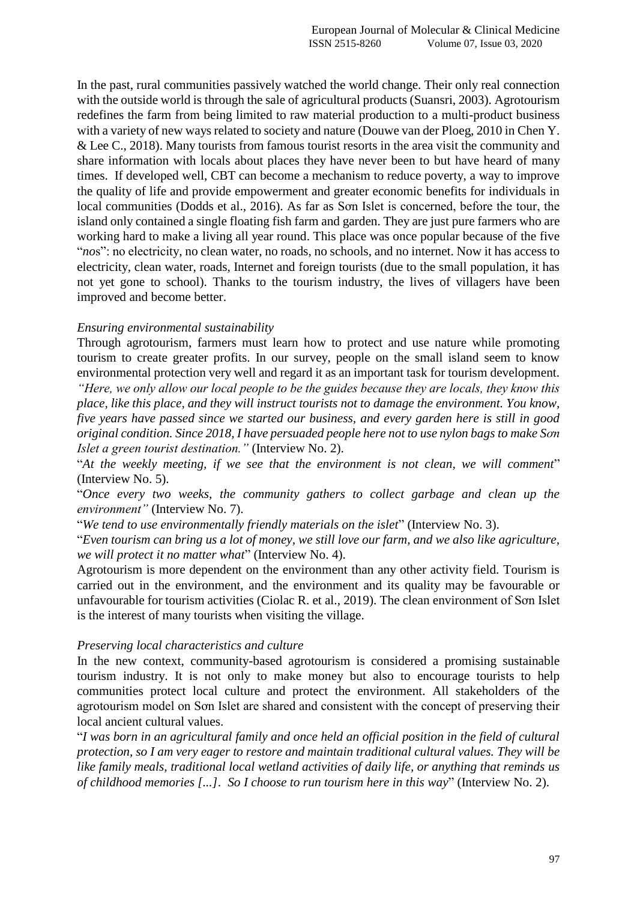In the past, rural communities passively watched the world change. Their only real connection with the outside world is through the sale of agricultural products (Suansri, 2003). Agrotourism redefines the farm from being limited to raw material production to a multi-product business with a variety of new ways related to society and nature (Douwe van der Ploeg, 2010 in Chen Y. & Lee C., 2018). Many tourists from famous tourist resorts in the area visit the community and share information with locals about places they have never been to but have heard of many times. If developed well, CBT can become a mechanism to reduce poverty, a way to improve the quality of life and provide empowerment and greater economic benefits for individuals in local communities (Dodds et al., 2016). As far as Sơn Islet is concerned, before the tour, the island only contained a single floating fish farm and garden. They are just pure farmers who are working hard to make a living all year round. This place was once popular because of the five "*nos*": no electricity, no clean water, no roads, no schools, and no internet. Now it has access to electricity, clean water, roads, Internet and foreign tourists (due to the small population, it has not yet gone to school). Thanks to the tourism industry, the lives of villagers have been improved and become better.

*Ensuring environmental sustainability*

Through agrotourism, farmers must learn how to protect and use nature while promoting tourism to create greater profits. In our survey, people on the small island seem to know environmental protection very well and regard it as an important task for tourism development. *"Here, we only allow our local people to be the guides because they are locals, they know this place, like this place, and they will instruct tourists not to damage the environment. You know, five years have passed since we started our business, and every garden here is still in good original condition. Since 2018, I have persuaded people here not to use nylon bags to make Sơn Islet a green tourist destination."* (Interview No. 2).

"*At the weekly meeting, if we see that the environment is not clean, we will comment*" (Interview No. 5).

"*Once every two weeks, the community gathers to collect garbage and clean up the environment"* (Interview No. 7).

"*We tend to use environmentally friendly materials on the islet*" (Interview No. 3).

"*Even tourism can bring us a lot of money, we still love our farm, and we also like agriculture, we will protect it no matter what*" (Interview No. 4).

Agrotourism is more dependent on the environment than any other activity field. Tourism is carried out in the environment, and the environment and its quality may be favourable or unfavourable for tourism activities (Ciolac R. et al., 2019). The clean environment of Sơn Islet is the interest of many tourists when visiting the village.

*Preserving local characteristics and culture*

In the new context, community-based agrotourism is considered a promising sustainable tourism industry. It is not only to make money but also to encourage tourists to help communities protect local culture and protect the environment. All stakeholders of the agrotourism model on Sơn Islet are shared and consistent with the concept of preserving their local ancient cultural values.

"*I was born in an agricultural family and once held an official position in the field of cultural protection, so I am very eager to restore and maintain traditional cultural values. They will be like family meals, traditional local wetland activities of daily life, or anything that reminds us of childhood memories [...]. So I choose to run tourism here in this way*" (Interview No. 2).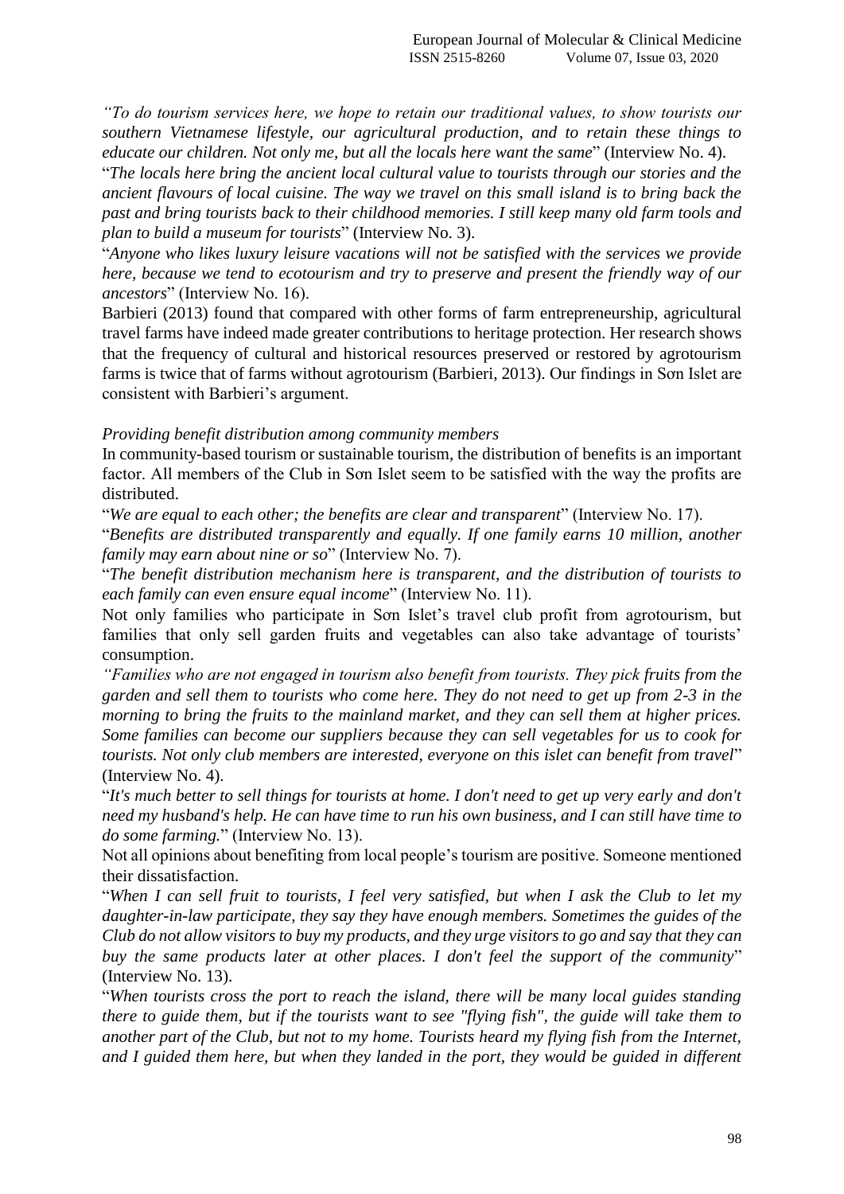*"To do tourism services here, we hope to retain our traditional values, to show tourists our southern Vietnamese lifestyle, our agricultural production, and to retain these things to educate our children. Not only me, but all the locals here want the same*" (Interview No. 4).

"*The locals here bring the ancient local cultural value to tourists through our stories and the ancient flavours of local cuisine. The way we travel on this small island is to bring back the past and bring tourists back to their childhood memories. I still keep many old farm tools and plan to build a museum for tourists*" (Interview No. 3).

"*Anyone who likes luxury leisure vacations will not be satisfied with the services we provide here, because we tend to ecotourism and try to preserve and present the friendly way of our ancestors*" (Interview No. 16).

Barbieri (2013) found that compared with other forms of farm entrepreneurship, agricultural travel farms have indeed made greater contributions to heritage protection. Her research shows that the frequency of cultural and historical resources preserved or restored by agrotourism farms is twice that of farms without agrotourism (Barbieri, 2013). Our findings in Sơn Islet are consistent with Barbieri's argument.

*Providing benefit distribution among community members*

In community-based tourism or sustainable tourism, the distribution of benefits is an important factor. All members of the Club in Sơn Islet seem to be satisfied with the way the profits are distributed.

"*We are equal to each other; the benefits are clear and transparent*" (Interview No. 17).

"*Benefits are distributed transparently and equally. If one family earns 10 million, another family may earn about nine or so*" (Interview No. 7).

"*The benefit distribution mechanism here is transparent, and the distribution of tourists to each family can even ensure equal income*" (Interview No. 11).

Not only families who participate in Sơn Islet's travel club profit from agrotourism, but families that only sell garden fruits and vegetables can also take advantage of tourists' consumption.

*"Families who are not engaged in tourism also benefit from tourists. They pick fruits from the garden and sell them to tourists who come here. They do not need to get up from 2-3 in the morning to bring the fruits to the mainland market, and they can sell them at higher prices. Some families can become our suppliers because they can sell vegetables for us to cook for tourists. Not only club members are interested, everyone on this islet can benefit from travel*" (Interview No. 4).

"*It's much better to sell things for tourists at home. I don't need to get up very early and don't need my husband's help. He can have time to run his own business, and I can still have time to do some farming.*" (Interview No. 13).

Not all opinions about benefiting from local people's tourism are positive. Someone mentioned their dissatisfaction.

"*When I can sell fruit to tourists, I feel very satisfied, but when I ask the Club to let my daughter-in-law participate, they say they have enough members. Sometimes the guides of the Club do not allow visitors to buy my products, and they urge visitors to go and say that they can buy the same products later at other places. I don't feel the support of the community*" (Interview No. 13).

"*When tourists cross the port to reach the island, there will be many local guides standing there to guide them, but if the tourists want to see "flying fish", the guide will take them to another part of the Club, but not to my home. Tourists heard my flying fish from the Internet, and I guided them here, but when they landed in the port, they would be guided in different*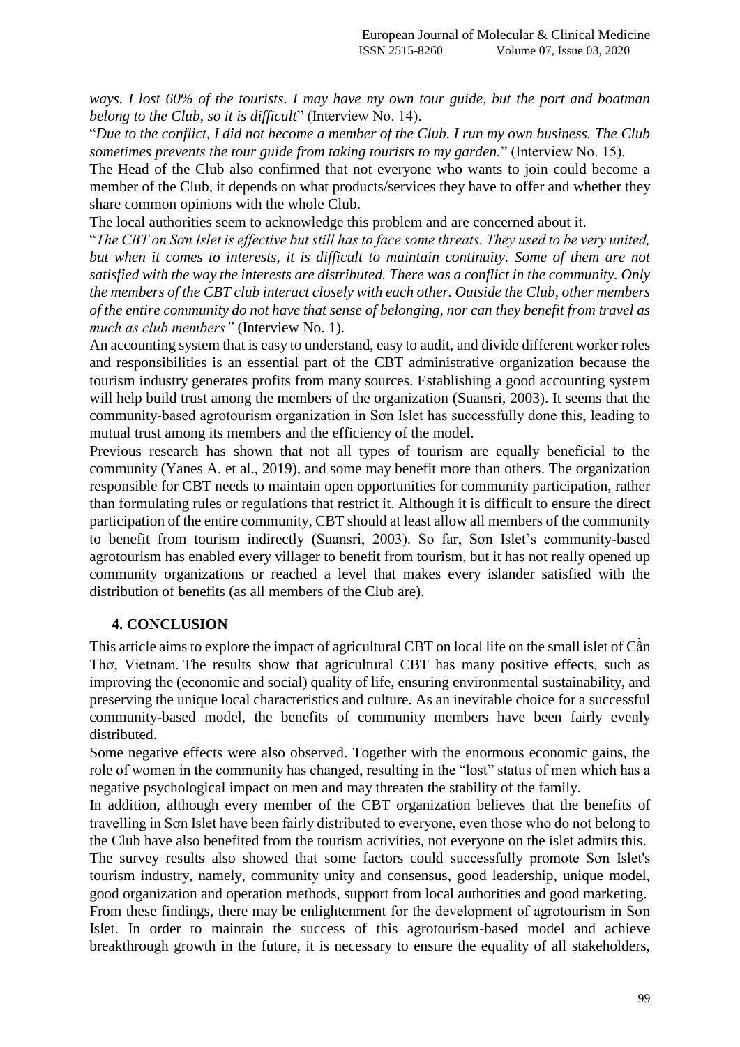*ways. I lost 60% of the tourists. I may have my own tour guide, but the port and boatman belong to the Club, so it is difficult*" (Interview No. 14).

"*Due to the conflict, I did not become a member of the Club. I run my own business. The Club sometimes prevents the tour guide from taking tourists to my garden.*" (Interview No. 15).

The Head of the Club also confirmed that not everyone who wants to join could become a member of the Club, it depends on what products/services they have to offer and whether they share common opinions with the whole Club.

The local authorities seem to acknowledge this problem and are concerned about it.

"*The CBT on Sơn Islet is effective but still has to face some threats. They used to be very united, but when it comes to interests, it is difficult to maintain continuity. Some of them are not satisfied with the way the interests are distributed. There was a conflict in the community. Only the members of the CBT club interact closely with each other. Outside the Club, other members of the entire community do not have that sense of belonging, nor can they benefit from travel as much as club members"* (Interview No. 1).

An accounting system that is easy to understand, easy to audit, and divide different worker roles and responsibilities is an essential part of the CBT administrative organization because the tourism industry generates profits from many sources. Establishing a good accounting system will help build trust among the members of the organization (Suansri, 2003). It seems that the community-based agrotourism organization in Sơn Islet has successfully done this, leading to mutual trust among its members and the efficiency of the model.

Previous research has shown that not all types of tourism are equally beneficial to the community (Yanes A. et al., 2019), and some may benefit more than others. The organization responsible for CBT needs to maintain open opportunities for community participation, rather than formulating rules or regulations that restrict it. Although it is difficult to ensure the direct participation of the entire community, CBT should at least allow all members of the community to benefit from tourism indirectly (Suansri, 2003). So far, Sơn Islet's community-based agrotourism has enabled every villager to benefit from tourism, but it has not really opened up community organizations or reached a level that makes every islander satisfied with the distribution of benefits (as all members of the Club are).

## 4. CONCLUSION

This article aims to explore the impact of agricultural CBT on local life on the small islet of Cần Thơ, Vietnam. The results show that agricultural CBT has many positive effects, such as improving the (economic and social) quality of life, ensuring environmental sustainability, and preserving the unique local characteristics and culture. As an inevitable choice for a successful community-based model, the benefits of community members have been fairly evenly distributed.

Some negative effects were also observed. Together with the enormous economic gains, the role of women in the community has changed, resulting in the "lost" status of men which has a negative psychological impact on men and may threaten the stability of the family.

In addition, although every member of the CBT organization believes that the benefits of travelling in Sơn Islet have been fairly distributed to everyone, even those who do not belong to the Club have also benefited from the tourism activities, not everyone on the islet admits this.

The survey results also showed that some factors could successfully promote Sơn Islet's tourism industry, namely, community unity and consensus, good leadership, unique model, good organization and operation methods, support from local authorities and good marketing.

From these findings, there may be enlightenment for the development of agrotourism in Sơn Islet. In order to maintain the success of this agrotourism-based model and achieve breakthrough growth in the future, it is necessary to ensure the equality of all stakeholders,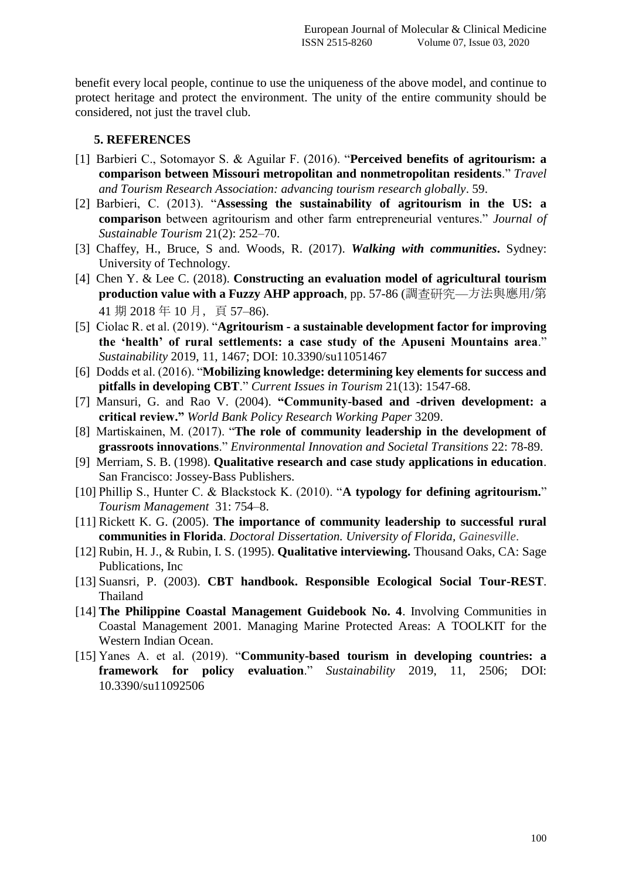benefit every local people, continue to use the uniqueness of the above model, and continue to protect heritage and protect the environment. The unity of the entire community should be considered, not just the travel club.

## 5. REFERENCES

[1] Barbieri C., Sotomayor S. & Aguilar F. (2016). "**Perceived benefits of agritourism: a comparison between Missouri metropolitan and nonmetropolitan residents**." *Travel and Tourism Research Association: advancing tourism research globally*. 59.

[2] Barbieri, C. (2013). "**Assessing the sustainability of agritourism in the US: a comparison** between agritourism and other farm entrepreneurial ventures." *Journal of Sustainable Tourism* 21(2): 252–70.

[3] Chaffey, H., Bruce, S and. Woods, R. (2017). ***Walking with communities***. Sydney: University of Technology.

[4] Chen Y. & Lee C. (2018). **Constructing an evaluation model of agricultural tourism production value with a Fuzzy AHP approach**, pp. 57-86 (調查研究—方法與應用/第 41 期 2018 年 10 月，頁 57–86).

[5] Ciolac R. et al. (2019). "**Agritourism - a sustainable development factor for improving the 'health' of rural settlements: a case study of the Apuseni Mountains area**." *Sustainability* 2019, 11, 1467; DOI: 10.3390/su11051467

[6] Dodds et al. (2016). "**Mobilizing knowledge: determining key elements for success and pitfalls in developing CBT**." *Current Issues in Tourism* 21(13): 1547-68.

[7] Mansuri, G. and Rao V. (2004). **"Community-based and -driven development: a critical review."** *World Bank Policy Research Working Paper* 3209.

[8] Martiskainen, M. (2017). "**The role of community leadership in the development of grassroots innovations**." *Environmental Innovation and Societal Transitions* 22: 78-89.

[9] Merriam, S. B. (1998). **Qualitative research and case study applications in education**. San Francisco: Jossey-Bass Publishers.

[10] Phillip S., Hunter C. & Blackstock K. (2010). "**A typology for defining agritourism.**" *Tourism Management* 31: 754–8.

[11] Rickett K. G. (2005). **The importance of community leadership to successful rural communities in Florida**. *Doctoral Dissertation. University of Florida, Gainesville*.

[12] Rubin, H. J., & Rubin, I. S. (1995). **Qualitative interviewing.** Thousand Oaks, CA: Sage Publications, Inc

[13] Suansri, P. (2003). **CBT handbook. Responsible Ecological Social Tour-REST**. Thailand

[14] **The Philippine Coastal Management Guidebook No. 4**. Involving Communities in Coastal Management 2001. Managing Marine Protected Areas: A TOOLKIT for the Western Indian Ocean.

[15] Yanes A. et al. (2019). "**Community-based tourism in developing countries: a framework for policy evaluation**." *Sustainability* 2019, 11, 2506; DOI: 10.3390/su11092506